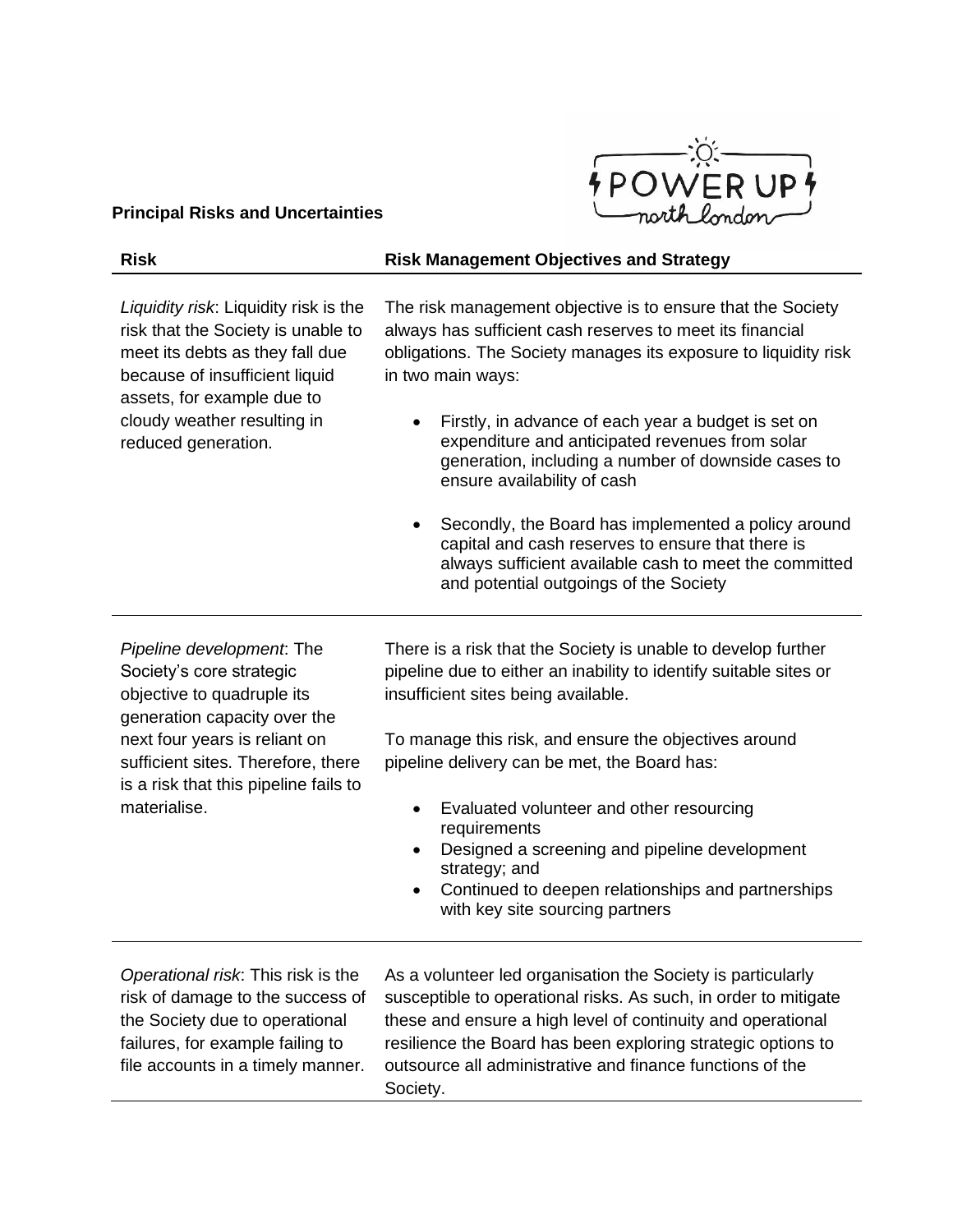**Principal Risks and Uncertainties**

| Risk | Risk Management Objectives and Strategy |
|---|---|
| *Liquidity risk*: Liquidity risk is the risk that the Society is unable to meet its debts as they fall due because of insufficient liquid assets, for example due to cloudy weather resulting in reduced generation. | The risk management objective is to ensure that the Society always has sufficient cash reserves to meet its financial obligations. The Society manages its exposure to liquidity risk in two main ways:<br><br>• Firstly, in advance of each year a budget is set on expenditure and anticipated revenues from solar generation, including a number of downside cases to ensure availability of cash<br><br>• Secondly, the Board has implemented a policy around capital and cash reserves to ensure that there is always sufficient available cash to meet the committed and potential outgoings of the Society |
| *Pipeline development*: The Society's core strategic objective to quadruple its generation capacity over the next four years is reliant on sufficient sites. Therefore, there is a risk that this pipeline fails to materialise. | There is a risk that the Society is unable to develop further pipeline due to either an inability to identify suitable sites or insufficient sites being available.<br><br>To manage this risk, and ensure the objectives around pipeline delivery can be met, the Board has:<br><br>• Evaluated volunteer and other resourcing requirements<br>• Designed a screening and pipeline development strategy; and<br>• Continued to deepen relationships and partnerships with key site sourcing partners |
| *Operational risk*: This risk is the risk of damage to the success of the Society due to operational failures, for example failing to file accounts in a timely manner. | As a volunteer led organisation the Society is particularly susceptible to operational risks. As such, in order to mitigate these and ensure a high level of continuity and operational resilience the Board has been exploring strategic options to outsource all administrative and finance functions of the Society. |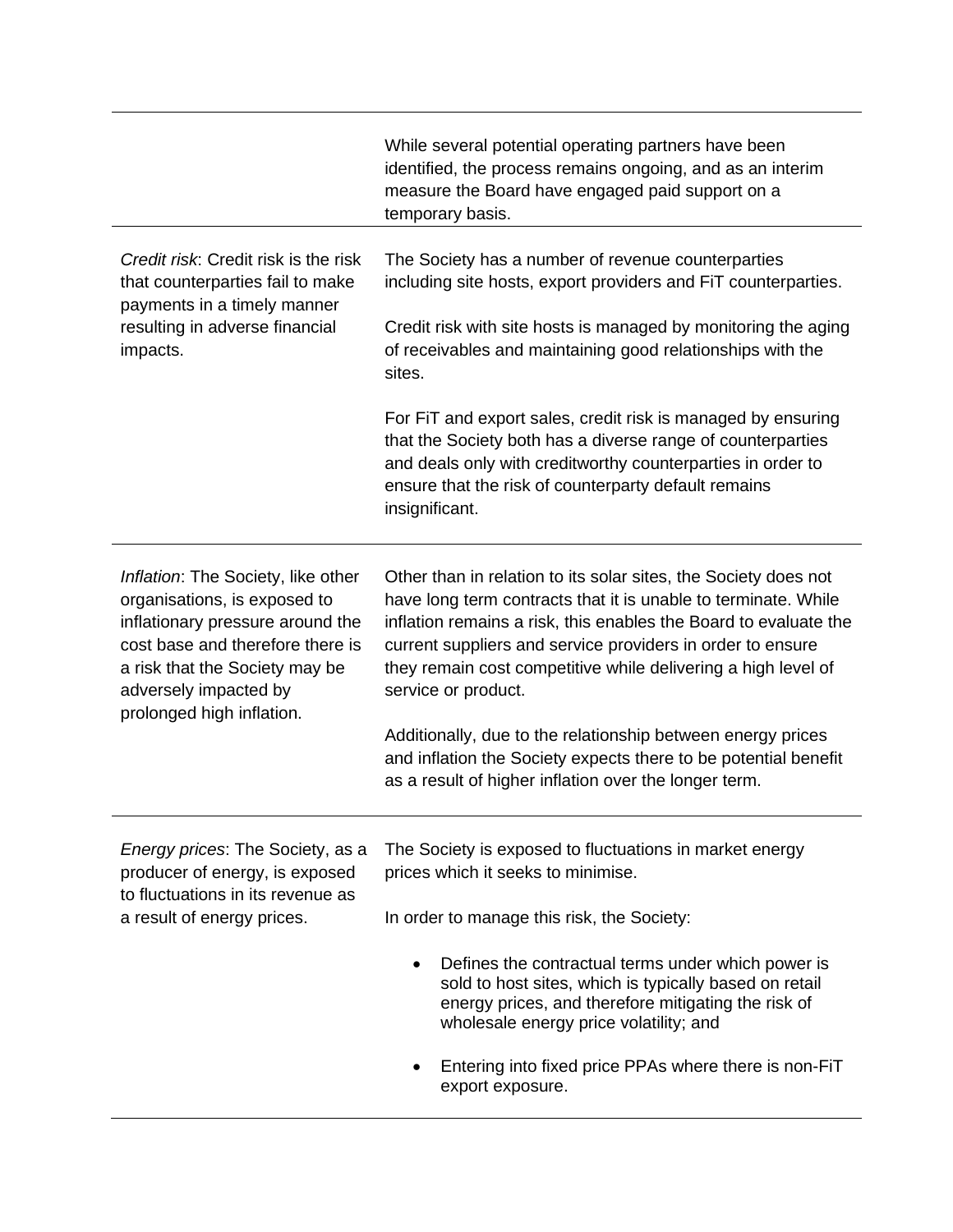| | |
|---|---|
| | While several potential operating partners have been identified, the process remains ongoing, and as an interim measure the Board have engaged paid support on a temporary basis. |
| *Credit risk*: Credit risk is the risk that counterparties fail to make payments in a timely manner resulting in adverse financial impacts. | The Society has a number of revenue counterparties including site hosts, export providers and FiT counterparties.<br><br>Credit risk with site hosts is managed by monitoring the aging of receivables and maintaining good relationships with the sites.<br><br>For FiT and export sales, credit risk is managed by ensuring that the Society both has a diverse range of counterparties and deals only with creditworthy counterparties in order to ensure that the risk of counterparty default remains insignificant. |
| *Inflation*: The Society, like other organisations, is exposed to inflationary pressure around the cost base and therefore there is a risk that the Society may be adversely impacted by prolonged high inflation. | Other than in relation to its solar sites, the Society does not have long term contracts that it is unable to terminate. While inflation remains a risk, this enables the Board to evaluate the current suppliers and service providers in order to ensure they remain cost competitive while delivering a high level of service or product.<br><br>Additionally, due to the relationship between energy prices and inflation the Society expects there to be potential benefit as a result of higher inflation over the longer term. |
| *Energy prices*: The Society, as a producer of energy, is exposed to fluctuations in its revenue as a result of energy prices. | The Society is exposed to fluctuations in market energy prices which it seeks to minimise.<br><br>In order to manage this risk, the Society:<br><br>• Defines the contractual terms under which power is sold to host sites, which is typically based on retail energy prices, and therefore mitigating the risk of wholesale energy price volatility; and<br><br>• Entering into fixed price PPAs where there is non-FiT export exposure. |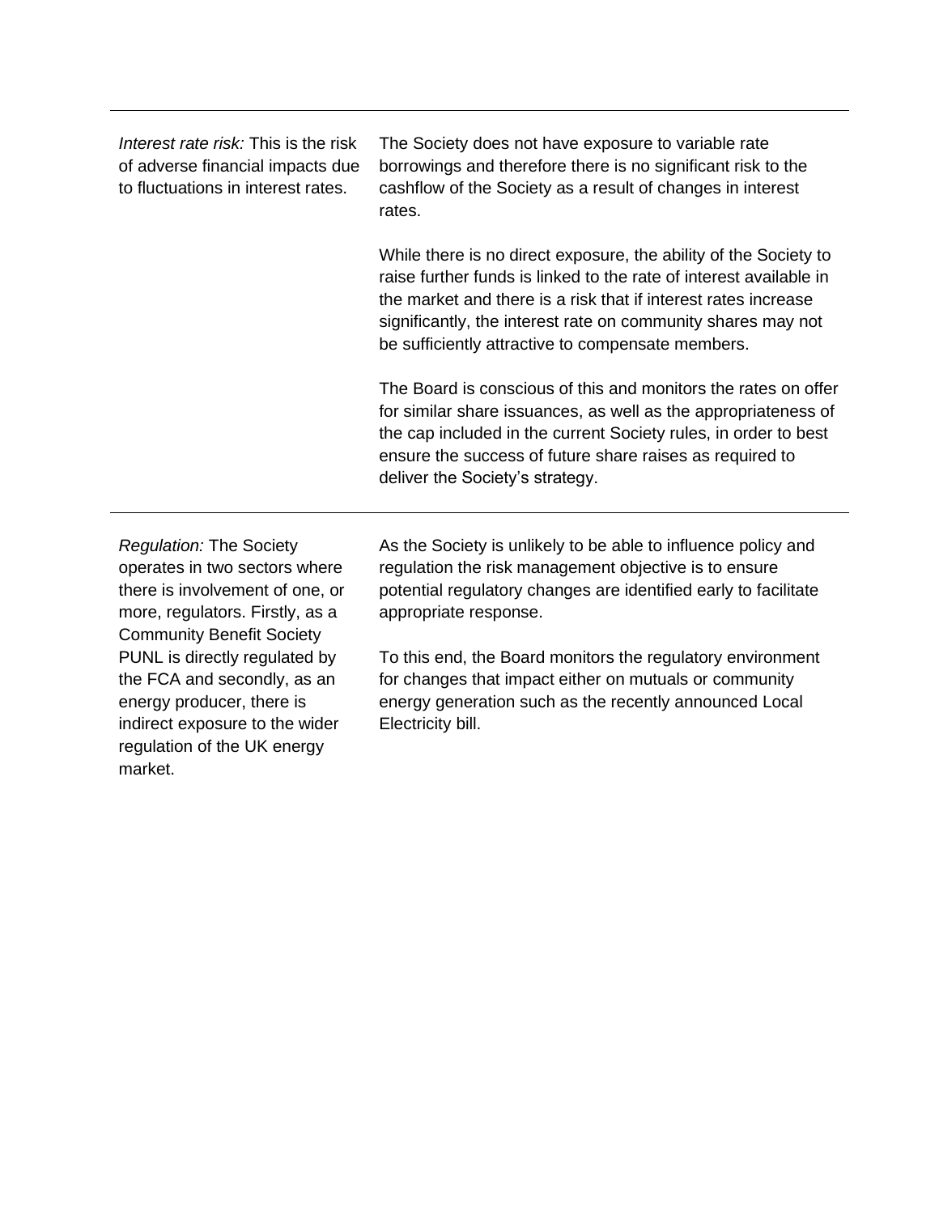| | |
|---|---|
| *Interest rate risk:* This is the risk of adverse financial impacts due to fluctuations in interest rates. | The Society does not have exposure to variable rate borrowings and therefore there is no significant risk to the cashflow of the Society as a result of changes in interest rates.<br><br>While there is no direct exposure, the ability of the Society to raise further funds is linked to the rate of interest available in the market and there is a risk that if interest rates increase significantly, the interest rate on community shares may not be sufficiently attractive to compensate members.<br><br>The Board is conscious of this and monitors the rates on offer for similar share issuances, as well as the appropriateness of the cap included in the current Society rules, in order to best ensure the success of future share raises as required to deliver the Society's strategy. |
| *Regulation:* The Society operates in two sectors where there is involvement of one, or more, regulators. Firstly, as a Community Benefit Society PUNL is directly regulated by the FCA and secondly, as an energy producer, there is indirect exposure to the wider regulation of the UK energy market. | As the Society is unlikely to be able to influence policy and regulation the risk management objective is to ensure potential regulatory changes are identified early to facilitate appropriate response.<br><br>To this end, the Board monitors the regulatory environment for changes that impact either on mutuals or community energy generation such as the recently announced Local Electricity bill. |